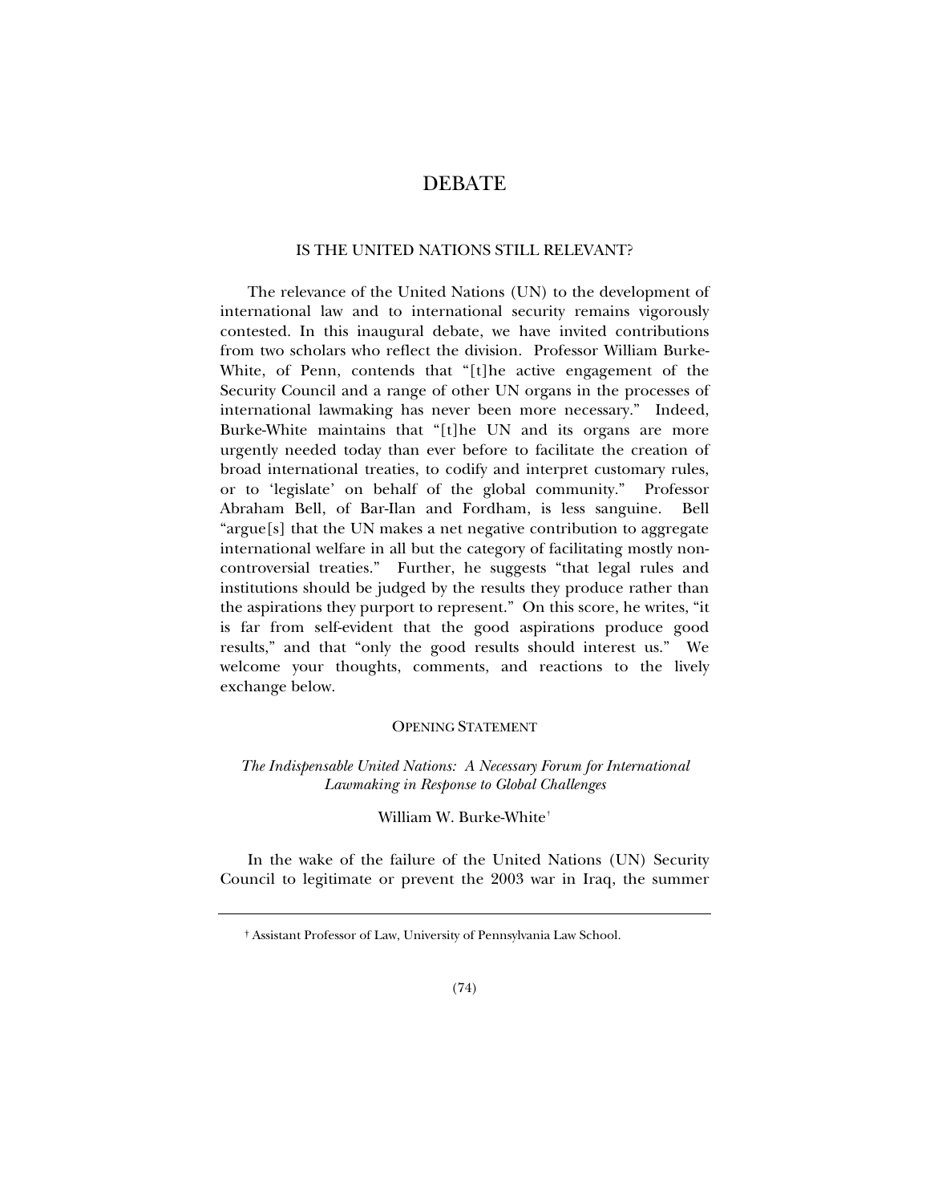# DEBATE

## IS THE UNITED NATIONS STILL RELEVANT?

The relevance of the United Nations (UN) to the development of international law and to international security remains vigorously contested. In this inaugural debate, we have invited contributions from two scholars who reflect the division. Professor William Burke-White, of Penn, contends that "[t]he active engagement of the Security Council and a range of other UN organs in the processes of international lawmaking has never been more necessary." Indeed, Burke-White maintains that "[t]he UN and its organs are more urgently needed today than ever before to facilitate the creation of broad international treaties, to codify and interpret customary rules, or to 'legislate' on behalf of the global community." Professor Abraham Bell, of Bar-Ilan and Fordham, is less sanguine. Bell "argue[s] that the UN makes a net negative contribution to aggregate international welfare in all but the category of facilitating mostly non-controversial treaties." Further, he suggests "that legal rules and institutions should be judged by the results they produce rather than the aspirations they purport to represent." On this score, he writes, "it is far from self-evident that the good aspirations produce good results," and that "only the good results should interest us." We welcome your thoughts, comments, and reactions to the lively exchange below.

### OPENING STATEMENT

*The Indispensable United Nations: A Necessary Forum for International Lawmaking in Response to Global Challenges*

William W. Burke-White†

In the wake of the failure of the United Nations (UN) Security Council to legitimate or prevent the 2003 war in Iraq, the summer

---

† Assistant Professor of Law, University of Pennsylvania Law School.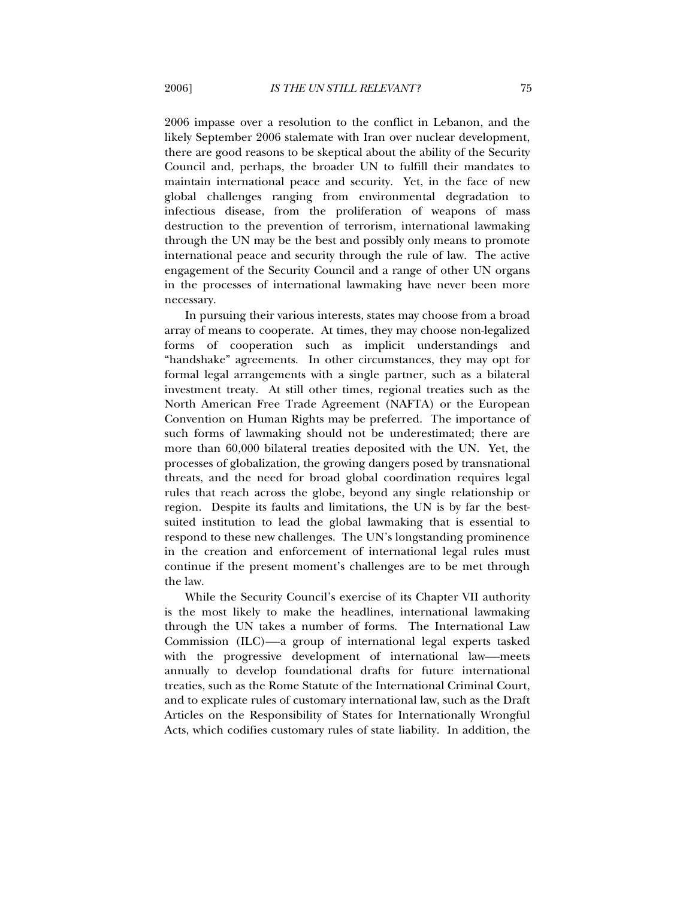2006 impasse over a resolution to the conflict in Lebanon, and the likely September 2006 stalemate with Iran over nuclear development, there are good reasons to be skeptical about the ability of the Security Council and, perhaps, the broader UN to fulfill their mandates to maintain international peace and security. Yet, in the face of new global challenges ranging from environmental degradation to infectious disease, from the proliferation of weapons of mass destruction to the prevention of terrorism, international lawmaking through the UN may be the best and possibly only means to promote international peace and security through the rule of law. The active engagement of the Security Council and a range of other UN organs in the processes of international lawmaking have never been more necessary.

In pursuing their various interests, states may choose from a broad array of means to cooperate. At times, they may choose non-legalized forms of cooperation such as implicit understandings and "handshake" agreements. In other circumstances, they may opt for formal legal arrangements with a single partner, such as a bilateral investment treaty. At still other times, regional treaties such as the North American Free Trade Agreement (NAFTA) or the European Convention on Human Rights may be preferred. The importance of such forms of lawmaking should not be underestimated; there are more than 60,000 bilateral treaties deposited with the UN. Yet, the processes of globalization, the growing dangers posed by transnational threats, and the need for broad global coordination requires legal rules that reach across the globe, beyond any single relationship or region. Despite its faults and limitations, the UN is by far the best-suited institution to lead the global lawmaking that is essential to respond to these new challenges. The UN's longstanding prominence in the creation and enforcement of international legal rules must continue if the present moment's challenges are to be met through the law.

While the Security Council's exercise of its Chapter VII authority is the most likely to make the headlines, international lawmaking through the UN takes a number of forms. The International Law Commission (ILC)—a group of international legal experts tasked with the progressive development of international law—meets annually to develop foundational drafts for future international treaties, such as the Rome Statute of the International Criminal Court, and to explicate rules of customary international law, such as the Draft Articles on the Responsibility of States for Internationally Wrongful Acts, which codifies customary rules of state liability. In addition, the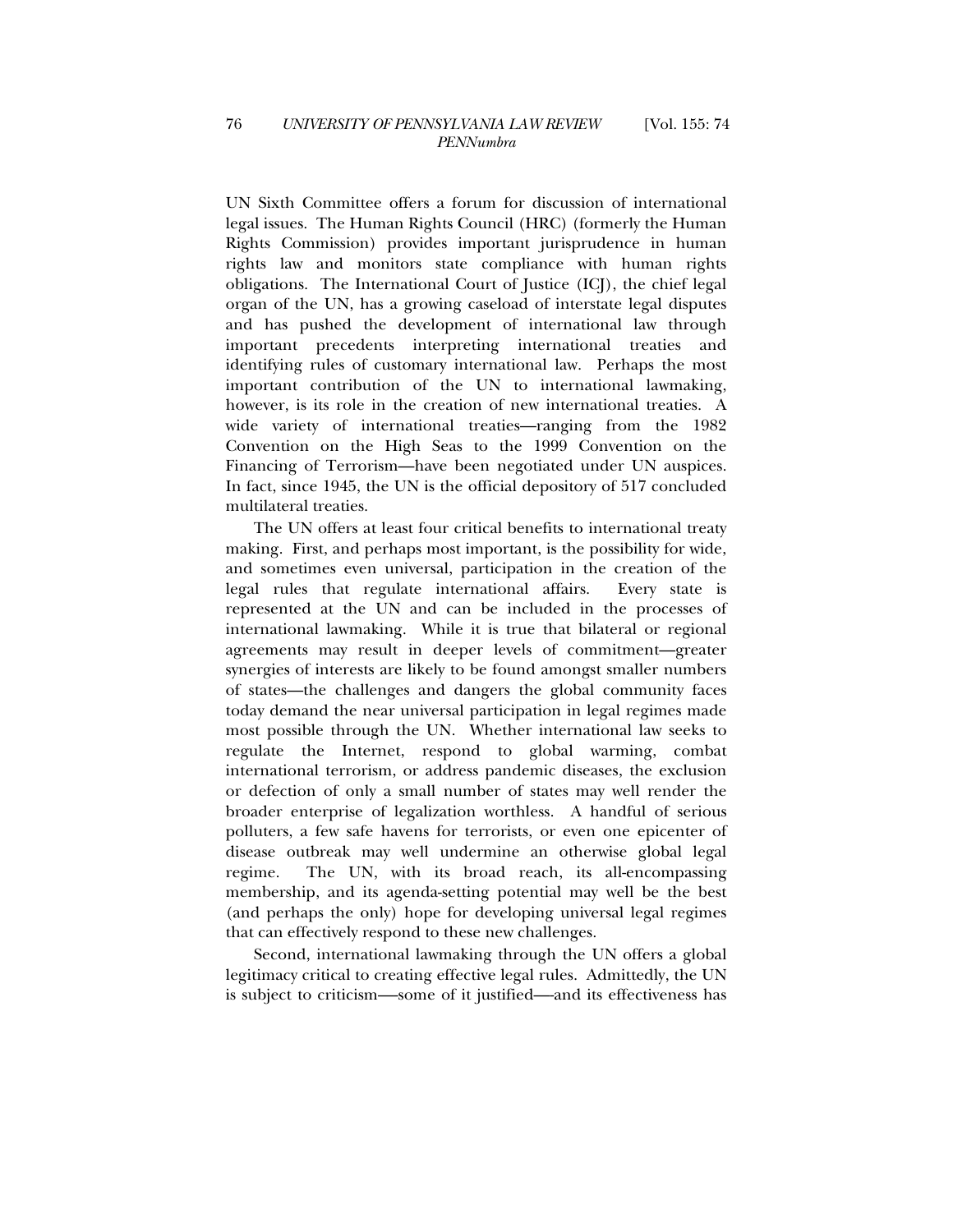UN Sixth Committee offers a forum for discussion of international legal issues. The Human Rights Council (HRC) (formerly the Human Rights Commission) provides important jurisprudence in human rights law and monitors state compliance with human rights obligations. The International Court of Justice (ICJ), the chief legal organ of the UN, has a growing caseload of interstate legal disputes and has pushed the development of international law through important precedents interpreting international treaties and identifying rules of customary international law. Perhaps the most important contribution of the UN to international lawmaking, however, is its role in the creation of new international treaties. A wide variety of international treaties—ranging from the 1982 Convention on the High Seas to the 1999 Convention on the Financing of Terrorism—have been negotiated under UN auspices. In fact, since 1945, the UN is the official depository of 517 concluded multilateral treaties.

The UN offers at least four critical benefits to international treaty making. First, and perhaps most important, is the possibility for wide, and sometimes even universal, participation in the creation of the legal rules that regulate international affairs. Every state is represented at the UN and can be included in the processes of international lawmaking. While it is true that bilateral or regional agreements may result in deeper levels of commitment—greater synergies of interests are likely to be found amongst smaller numbers of states—the challenges and dangers the global community faces today demand the near universal participation in legal regimes made most possible through the UN. Whether international law seeks to regulate the Internet, respond to global warming, combat international terrorism, or address pandemic diseases, the exclusion or defection of only a small number of states may well render the broader enterprise of legalization worthless. A handful of serious polluters, a few safe havens for terrorists, or even one epicenter of disease outbreak may well undermine an otherwise global legal regime. The UN, with its broad reach, its all-encompassing membership, and its agenda-setting potential may well be the best (and perhaps the only) hope for developing universal legal regimes that can effectively respond to these new challenges.

Second, international lawmaking through the UN offers a global legitimacy critical to creating effective legal rules. Admittedly, the UN is subject to criticism—some of it justified—and its effectiveness has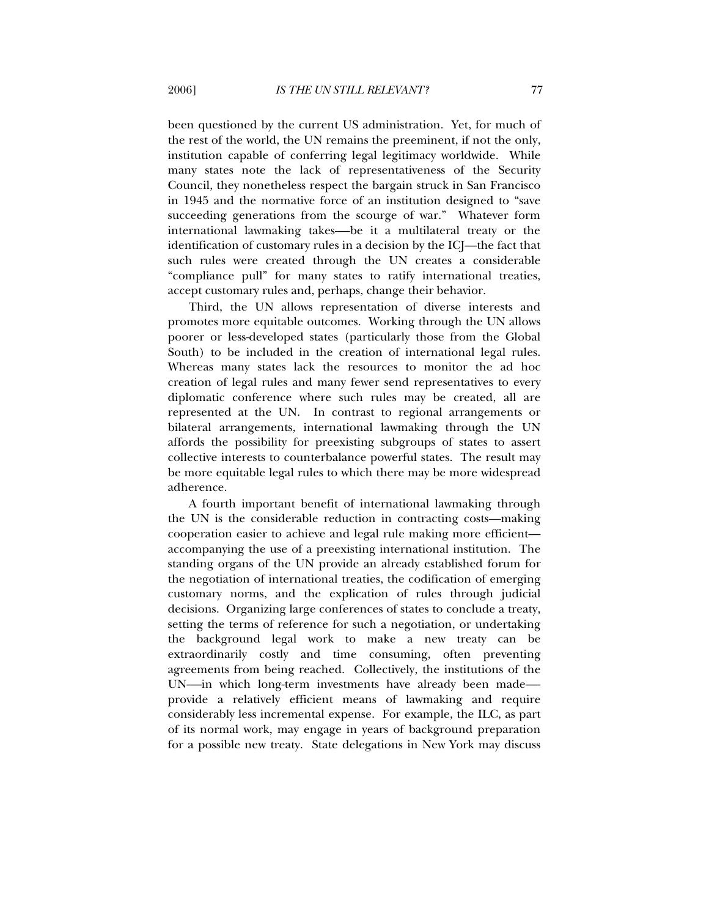been questioned by the current US administration. Yet, for much of the rest of the world, the UN remains the preeminent, if not the only, institution capable of conferring legal legitimacy worldwide. While many states note the lack of representativeness of the Security Council, they nonetheless respect the bargain struck in San Francisco in 1945 and the normative force of an institution designed to "save succeeding generations from the scourge of war." Whatever form international lawmaking takes—be it a multilateral treaty or the identification of customary rules in a decision by the ICJ—the fact that such rules were created through the UN creates a considerable "compliance pull" for many states to ratify international treaties, accept customary rules and, perhaps, change their behavior.

Third, the UN allows representation of diverse interests and promotes more equitable outcomes. Working through the UN allows poorer or less-developed states (particularly those from the Global South) to be included in the creation of international legal rules. Whereas many states lack the resources to monitor the ad hoc creation of legal rules and many fewer send representatives to every diplomatic conference where such rules may be created, all are represented at the UN. In contrast to regional arrangements or bilateral arrangements, international lawmaking through the UN affords the possibility for preexisting subgroups of states to assert collective interests to counterbalance powerful states. The result may be more equitable legal rules to which there may be more widespread adherence.

A fourth important benefit of international lawmaking through the UN is the considerable reduction in contracting costs—making cooperation easier to achieve and legal rule making more efficient—accompanying the use of a preexisting international institution. The standing organs of the UN provide an already established forum for the negotiation of international treaties, the codification of emerging customary norms, and the explication of rules through judicial decisions. Organizing large conferences of states to conclude a treaty, setting the terms of reference for such a negotiation, or undertaking the background legal work to make a new treaty can be extraordinarily costly and time consuming, often preventing agreements from being reached. Collectively, the institutions of the UN—in which long-term investments have already been made—provide a relatively efficient means of lawmaking and require considerably less incremental expense. For example, the ILC, as part of its normal work, may engage in years of background preparation for a possible new treaty. State delegations in New York may discuss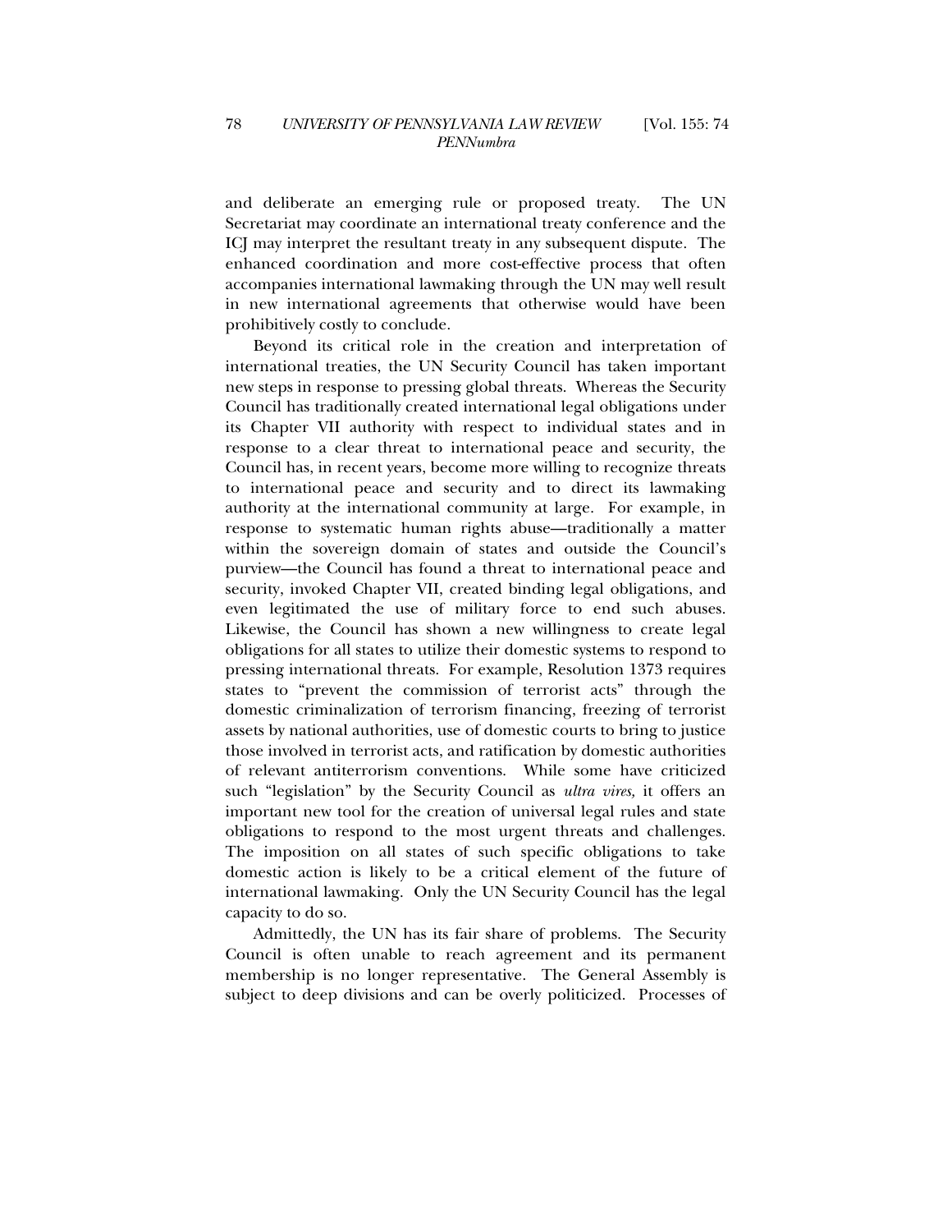and deliberate an emerging rule or proposed treaty. The UN Secretariat may coordinate an international treaty conference and the ICJ may interpret the resultant treaty in any subsequent dispute. The enhanced coordination and more cost-effective process that often accompanies international lawmaking through the UN may well result in new international agreements that otherwise would have been prohibitively costly to conclude.

Beyond its critical role in the creation and interpretation of international treaties, the UN Security Council has taken important new steps in response to pressing global threats. Whereas the Security Council has traditionally created international legal obligations under its Chapter VII authority with respect to individual states and in response to a clear threat to international peace and security, the Council has, in recent years, become more willing to recognize threats to international peace and security and to direct its lawmaking authority at the international community at large. For example, in response to systematic human rights abuse—traditionally a matter within the sovereign domain of states and outside the Council's purview—the Council has found a threat to international peace and security, invoked Chapter VII, created binding legal obligations, and even legitimated the use of military force to end such abuses. Likewise, the Council has shown a new willingness to create legal obligations for all states to utilize their domestic systems to respond to pressing international threats. For example, Resolution 1373 requires states to "prevent the commission of terrorist acts" through the domestic criminalization of terrorism financing, freezing of terrorist assets by national authorities, use of domestic courts to bring to justice those involved in terrorist acts, and ratification by domestic authorities of relevant antiterrorism conventions. While some have criticized such "legislation" by the Security Council as *ultra vires,* it offers an important new tool for the creation of universal legal rules and state obligations to respond to the most urgent threats and challenges. The imposition on all states of such specific obligations to take domestic action is likely to be a critical element of the future of international lawmaking. Only the UN Security Council has the legal capacity to do so.

Admittedly, the UN has its fair share of problems. The Security Council is often unable to reach agreement and its permanent membership is no longer representative. The General Assembly is subject to deep divisions and can be overly politicized. Processes of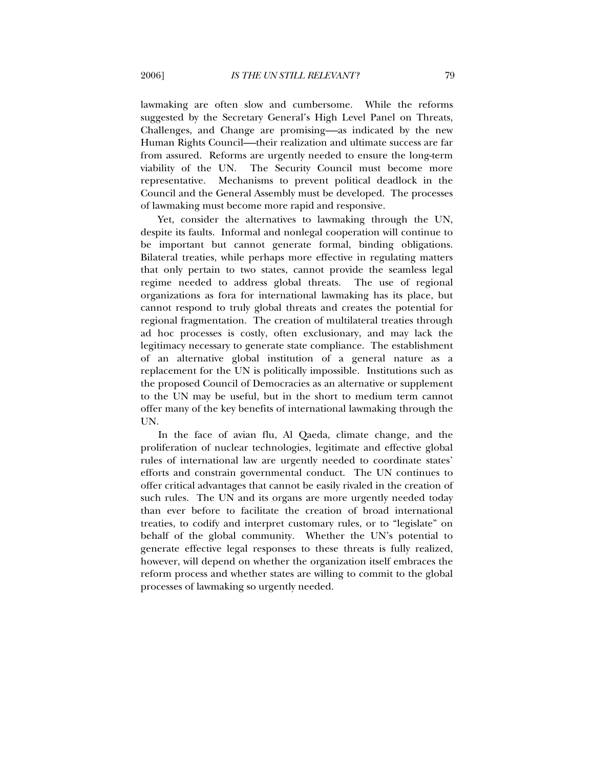lawmaking are often slow and cumbersome. While the reforms suggested by the Secretary General's High Level Panel on Threats, Challenges, and Change are promising—as indicated by the new Human Rights Council—their realization and ultimate success are far from assured. Reforms are urgently needed to ensure the long-term viability of the UN. The Security Council must become more representative. Mechanisms to prevent political deadlock in the Council and the General Assembly must be developed. The processes of lawmaking must become more rapid and responsive.

Yet, consider the alternatives to lawmaking through the UN, despite its faults. Informal and nonlegal cooperation will continue to be important but cannot generate formal, binding obligations. Bilateral treaties, while perhaps more effective in regulating matters that only pertain to two states, cannot provide the seamless legal regime needed to address global threats. The use of regional organizations as fora for international lawmaking has its place, but cannot respond to truly global threats and creates the potential for regional fragmentation. The creation of multilateral treaties through ad hoc processes is costly, often exclusionary, and may lack the legitimacy necessary to generate state compliance. The establishment of an alternative global institution of a general nature as a replacement for the UN is politically impossible. Institutions such as the proposed Council of Democracies as an alternative or supplement to the UN may be useful, but in the short to medium term cannot offer many of the key benefits of international lawmaking through the UN.

In the face of avian flu, Al Qaeda, climate change, and the proliferation of nuclear technologies, legitimate and effective global rules of international law are urgently needed to coordinate states' efforts and constrain governmental conduct. The UN continues to offer critical advantages that cannot be easily rivaled in the creation of such rules. The UN and its organs are more urgently needed today than ever before to facilitate the creation of broad international treaties, to codify and interpret customary rules, or to "legislate" on behalf of the global community. Whether the UN's potential to generate effective legal responses to these threats is fully realized, however, will depend on whether the organization itself embraces the reform process and whether states are willing to commit to the global processes of lawmaking so urgently needed.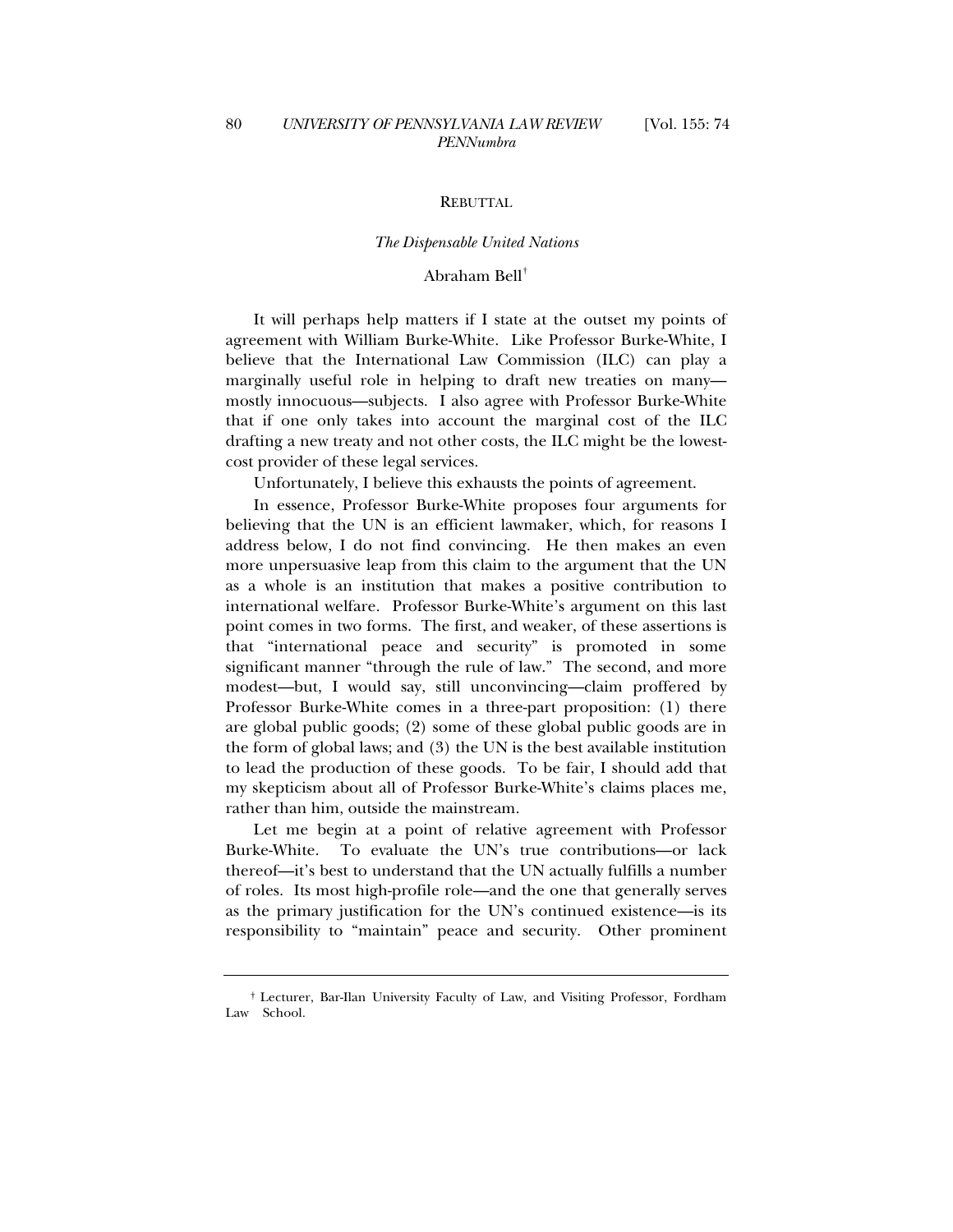REBUTTAL

*The Dispensable United Nations*

Abraham Bell[†]

It will perhaps help matters if I state at the outset my points of agreement with William Burke-White. Like Professor Burke-White, I believe that the International Law Commission (ILC) can play a marginally useful role in helping to draft new treaties on many—mostly innocuous—subjects. I also agree with Professor Burke-White that if one only takes into account the marginal cost of the ILC drafting a new treaty and not other costs, the ILC might be the lowest-cost provider of these legal services.

Unfortunately, I believe this exhausts the points of agreement.

In essence, Professor Burke-White proposes four arguments for believing that the UN is an efficient lawmaker, which, for reasons I address below, I do not find convincing. He then makes an even more unpersuasive leap from this claim to the argument that the UN as a whole is an institution that makes a positive contribution to international welfare. Professor Burke-White's argument on this last point comes in two forms. The first, and weaker, of these assertions is that "international peace and security" is promoted in some significant manner "through the rule of law." The second, and more modest—but, I would say, still unconvincing—claim proffered by Professor Burke-White comes in a three-part proposition: (1) there are global public goods; (2) some of these global public goods are in the form of global laws; and (3) the UN is the best available institution to lead the production of these goods. To be fair, I should add that my skepticism about all of Professor Burke-White's claims places me, rather than him, outside the mainstream.

Let me begin at a point of relative agreement with Professor Burke-White. To evaluate the UN's true contributions—or lack thereof—it's best to understand that the UN actually fulfills a number of roles. Its most high-profile role—and the one that generally serves as the primary justification for the UN's continued existence—is its responsibility to "maintain" peace and security. Other prominent

[†] Lecturer, Bar-Ilan University Faculty of Law, and Visiting Professor, Fordham Law School.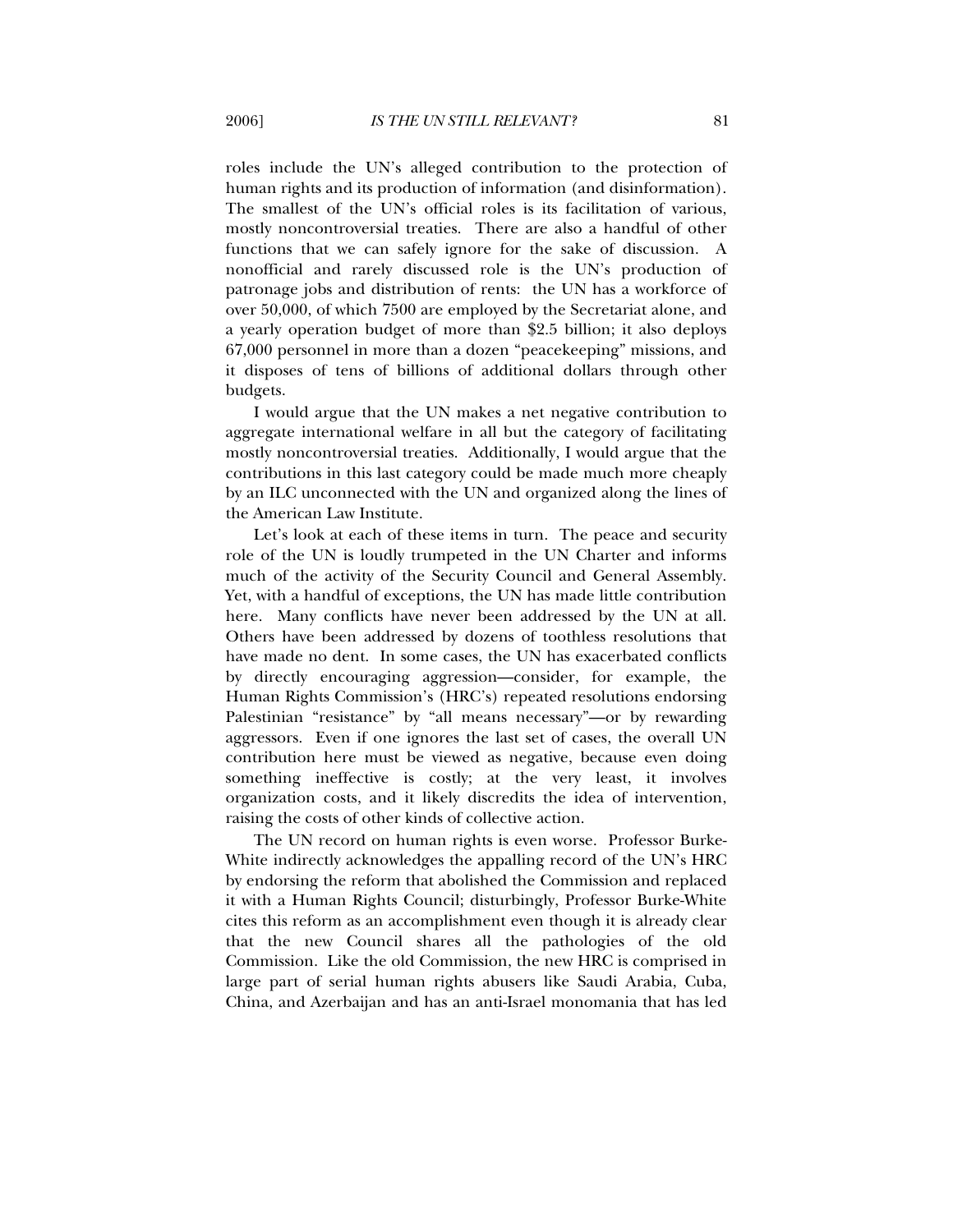roles include the UN's alleged contribution to the protection of human rights and its production of information (and disinformation). The smallest of the UN's official roles is its facilitation of various, mostly noncontroversial treaties. There are also a handful of other functions that we can safely ignore for the sake of discussion. A nonofficial and rarely discussed role is the UN's production of patronage jobs and distribution of rents: the UN has a workforce of over 50,000, of which 7500 are employed by the Secretariat alone, and a yearly operation budget of more than $2.5 billion; it also deploys 67,000 personnel in more than a dozen "peacekeeping" missions, and it disposes of tens of billions of additional dollars through other budgets.

I would argue that the UN makes a net negative contribution to aggregate international welfare in all but the category of facilitating mostly noncontroversial treaties. Additionally, I would argue that the contributions in this last category could be made much more cheaply by an ILC unconnected with the UN and organized along the lines of the American Law Institute.

Let's look at each of these items in turn. The peace and security role of the UN is loudly trumpeted in the UN Charter and informs much of the activity of the Security Council and General Assembly. Yet, with a handful of exceptions, the UN has made little contribution here. Many conflicts have never been addressed by the UN at all. Others have been addressed by dozens of toothless resolutions that have made no dent. In some cases, the UN has exacerbated conflicts by directly encouraging aggression—consider, for example, the Human Rights Commission's (HRC's) repeated resolutions endorsing Palestinian "resistance" by "all means necessary"—or by rewarding aggressors. Even if one ignores the last set of cases, the overall UN contribution here must be viewed as negative, because even doing something ineffective is costly; at the very least, it involves organization costs, and it likely discredits the idea of intervention, raising the costs of other kinds of collective action.

The UN record on human rights is even worse. Professor Burke-White indirectly acknowledges the appalling record of the UN's HRC by endorsing the reform that abolished the Commission and replaced it with a Human Rights Council; disturbingly, Professor Burke-White cites this reform as an accomplishment even though it is already clear that the new Council shares all the pathologies of the old Commission. Like the old Commission, the new HRC is comprised in large part of serial human rights abusers like Saudi Arabia, Cuba, China, and Azerbaijan and has an anti-Israel monomania that has led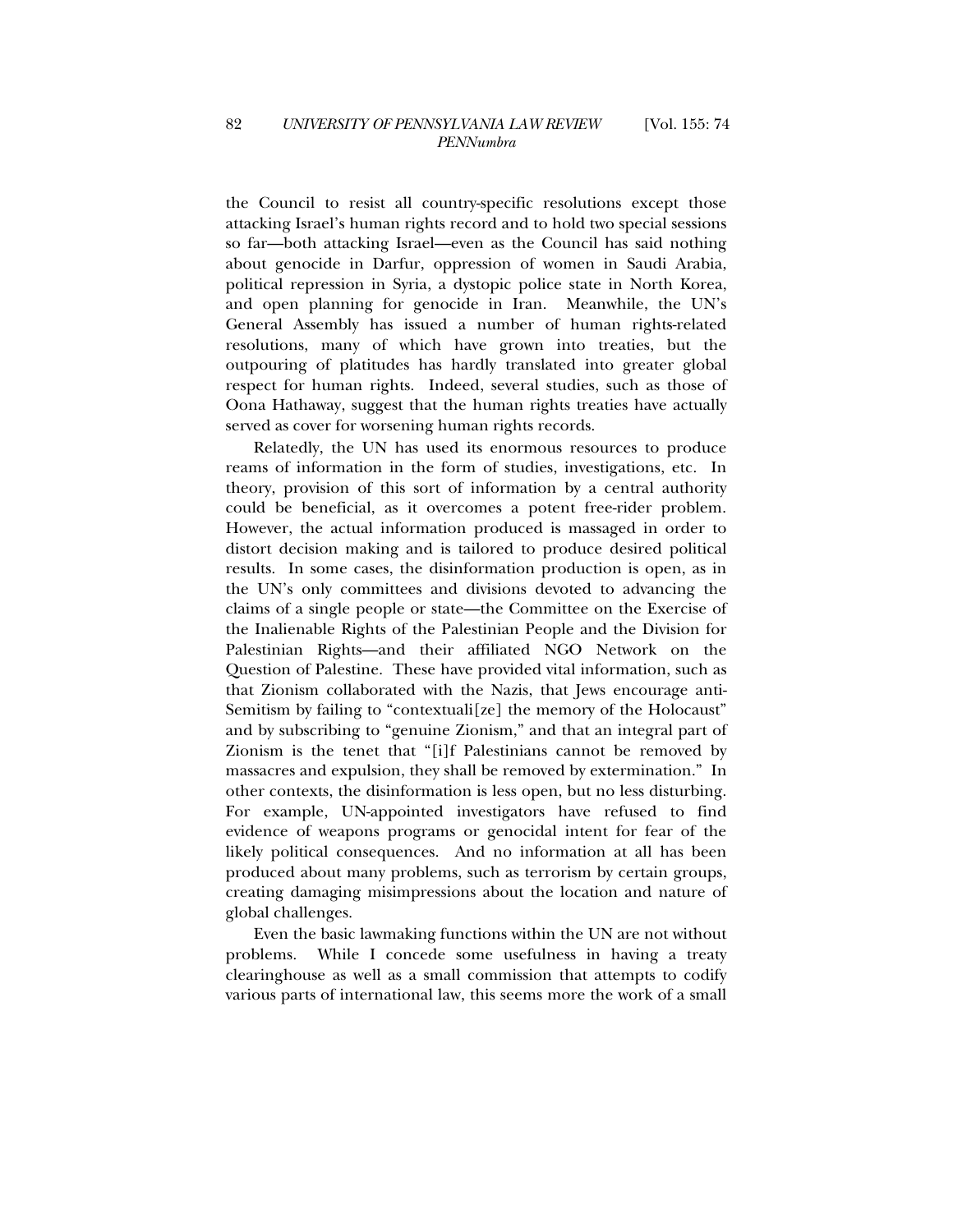the Council to resist all country-specific resolutions except those attacking Israel's human rights record and to hold two special sessions so far—both attacking Israel—even as the Council has said nothing about genocide in Darfur, oppression of women in Saudi Arabia, political repression in Syria, a dystopic police state in North Korea, and open planning for genocide in Iran. Meanwhile, the UN's General Assembly has issued a number of human rights-related resolutions, many of which have grown into treaties, but the outpouring of platitudes has hardly translated into greater global respect for human rights. Indeed, several studies, such as those of Oona Hathaway, suggest that the human rights treaties have actually served as cover for worsening human rights records.

Relatedly, the UN has used its enormous resources to produce reams of information in the form of studies, investigations, etc. In theory, provision of this sort of information by a central authority could be beneficial, as it overcomes a potent free-rider problem. However, the actual information produced is massaged in order to distort decision making and is tailored to produce desired political results. In some cases, the disinformation production is open, as in the UN's only committees and divisions devoted to advancing the claims of a single people or state—the Committee on the Exercise of the Inalienable Rights of the Palestinian People and the Division for Palestinian Rights—and their affiliated NGO Network on the Question of Palestine. These have provided vital information, such as that Zionism collaborated with the Nazis, that Jews encourage anti-Semitism by failing to "contextuali[ze] the memory of the Holocaust" and by subscribing to "genuine Zionism," and that an integral part of Zionism is the tenet that "[i]f Palestinians cannot be removed by massacres and expulsion, they shall be removed by extermination." In other contexts, the disinformation is less open, but no less disturbing. For example, UN-appointed investigators have refused to find evidence of weapons programs or genocidal intent for fear of the likely political consequences. And no information at all has been produced about many problems, such as terrorism by certain groups, creating damaging misimpressions about the location and nature of global challenges.

Even the basic lawmaking functions within the UN are not without problems. While I concede some usefulness in having a treaty clearinghouse as well as a small commission that attempts to codify various parts of international law, this seems more the work of a small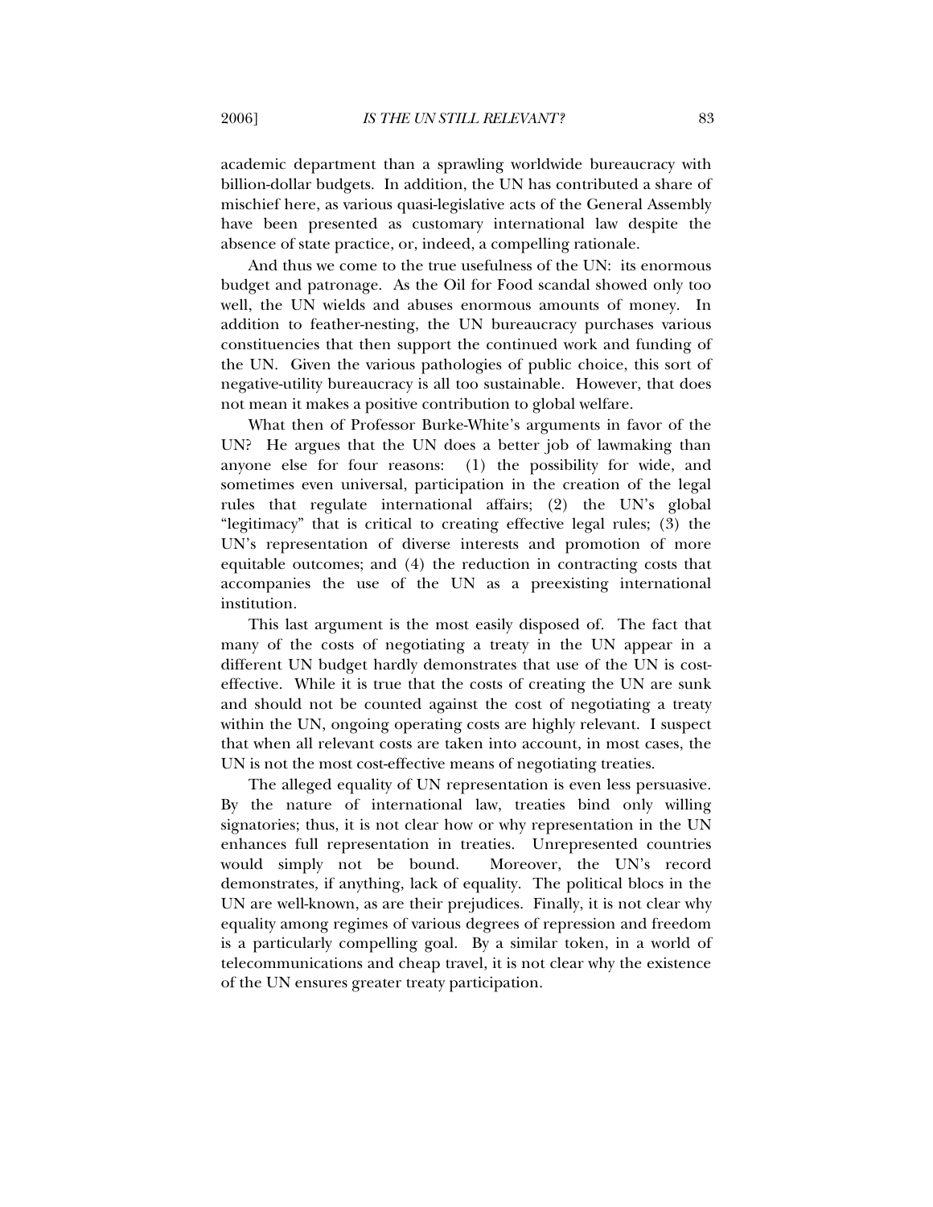academic department than a sprawling worldwide bureaucracy with billion-dollar budgets. In addition, the UN has contributed a share of mischief here, as various quasi-legislative acts of the General Assembly have been presented as customary international law despite the absence of state practice, or, indeed, a compelling rationale.

And thus we come to the true usefulness of the UN: its enormous budget and patronage. As the Oil for Food scandal showed only too well, the UN wields and abuses enormous amounts of money. In addition to feather-nesting, the UN bureaucracy purchases various constituencies that then support the continued work and funding of the UN. Given the various pathologies of public choice, this sort of negative-utility bureaucracy is all too sustainable. However, that does not mean it makes a positive contribution to global welfare.

What then of Professor Burke-White's arguments in favor of the UN? He argues that the UN does a better job of lawmaking than anyone else for four reasons: (1) the possibility for wide, and sometimes even universal, participation in the creation of the legal rules that regulate international affairs; (2) the UN's global "legitimacy" that is critical to creating effective legal rules; (3) the UN's representation of diverse interests and promotion of more equitable outcomes; and (4) the reduction in contracting costs that accompanies the use of the UN as a preexisting international institution.

This last argument is the most easily disposed of. The fact that many of the costs of negotiating a treaty in the UN appear in a different UN budget hardly demonstrates that use of the UN is cost-effective. While it is true that the costs of creating the UN are sunk and should not be counted against the cost of negotiating a treaty within the UN, ongoing operating costs are highly relevant. I suspect that when all relevant costs are taken into account, in most cases, the UN is not the most cost-effective means of negotiating treaties.

The alleged equality of UN representation is even less persuasive. By the nature of international law, treaties bind only willing signatories; thus, it is not clear how or why representation in the UN enhances full representation in treaties. Unrepresented countries would simply not be bound. Moreover, the UN's record demonstrates, if anything, lack of equality. The political blocs in the UN are well-known, as are their prejudices. Finally, it is not clear why equality among regimes of various degrees of repression and freedom is a particularly compelling goal. By a similar token, in a world of telecommunications and cheap travel, it is not clear why the existence of the UN ensures greater treaty participation.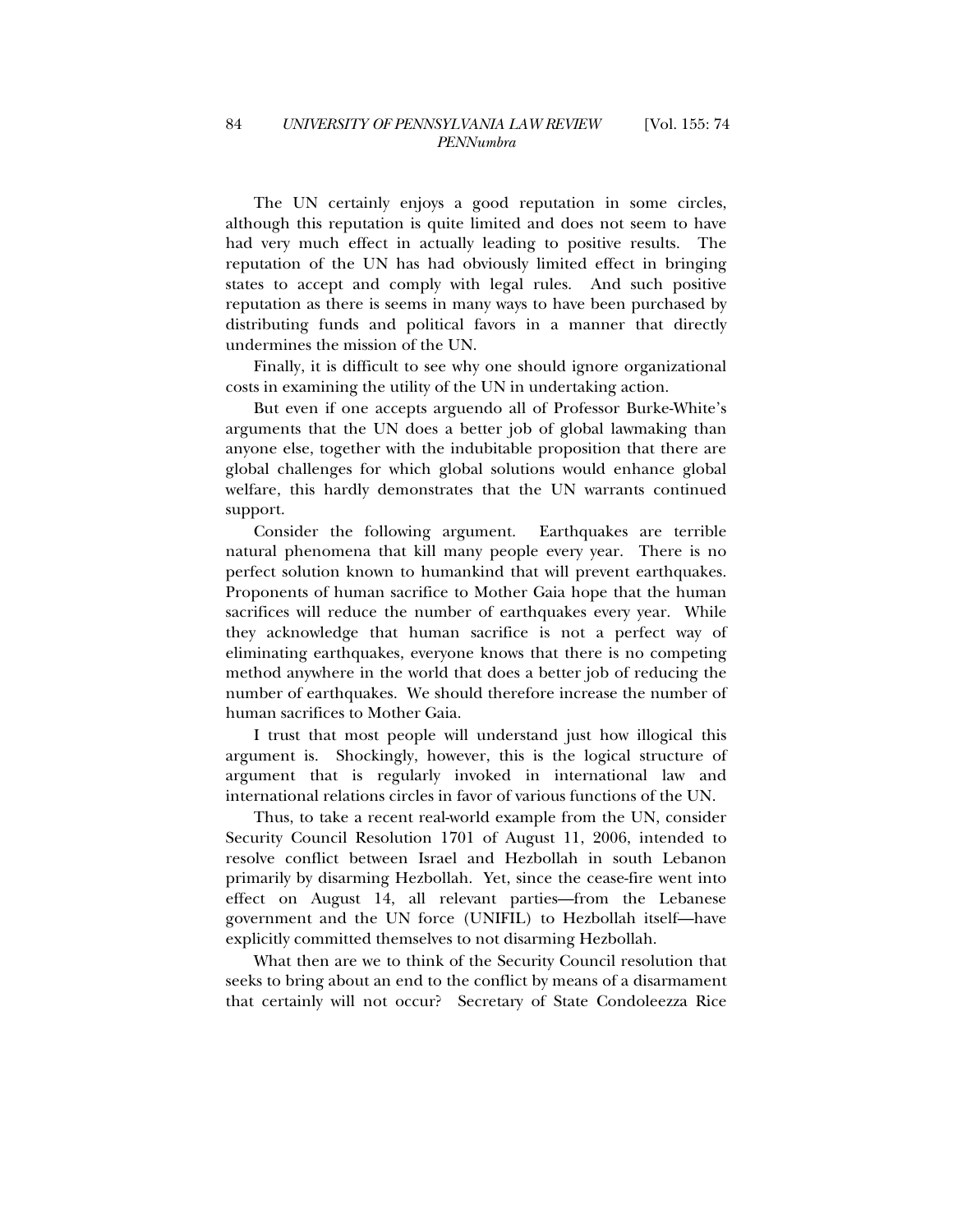The UN certainly enjoys a good reputation in some circles, although this reputation is quite limited and does not seem to have had very much effect in actually leading to positive results. The reputation of the UN has had obviously limited effect in bringing states to accept and comply with legal rules. And such positive reputation as there is seems in many ways to have been purchased by distributing funds and political favors in a manner that directly undermines the mission of the UN.

Finally, it is difficult to see why one should ignore organizational costs in examining the utility of the UN in undertaking action.

But even if one accepts arguendo all of Professor Burke-White's arguments that the UN does a better job of global lawmaking than anyone else, together with the indubitable proposition that there are global challenges for which global solutions would enhance global welfare, this hardly demonstrates that the UN warrants continued support.

Consider the following argument. Earthquakes are terrible natural phenomena that kill many people every year. There is no perfect solution known to humankind that will prevent earthquakes. Proponents of human sacrifice to Mother Gaia hope that the human sacrifices will reduce the number of earthquakes every year. While they acknowledge that human sacrifice is not a perfect way of eliminating earthquakes, everyone knows that there is no competing method anywhere in the world that does a better job of reducing the number of earthquakes. We should therefore increase the number of human sacrifices to Mother Gaia.

I trust that most people will understand just how illogical this argument is. Shockingly, however, this is the logical structure of argument that is regularly invoked in international law and international relations circles in favor of various functions of the UN.

Thus, to take a recent real-world example from the UN, consider Security Council Resolution 1701 of August 11, 2006, intended to resolve conflict between Israel and Hezbollah in south Lebanon primarily by disarming Hezbollah. Yet, since the cease-fire went into effect on August 14, all relevant parties—from the Lebanese government and the UN force (UNIFIL) to Hezbollah itself—have explicitly committed themselves to not disarming Hezbollah.

What then are we to think of the Security Council resolution that seeks to bring about an end to the conflict by means of a disarmament that certainly will not occur? Secretary of State Condoleezza Rice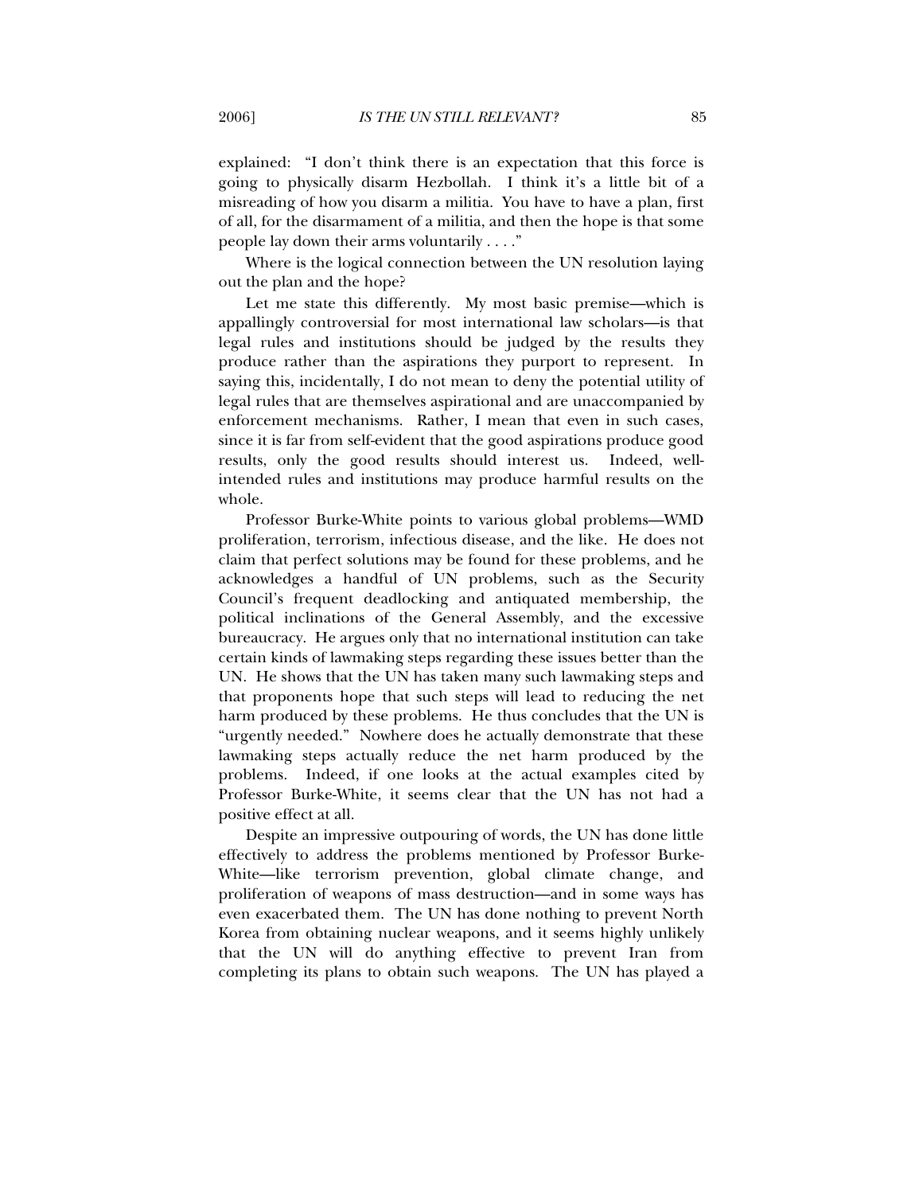explained: "I don't think there is an expectation that this force is going to physically disarm Hezbollah. I think it's a little bit of a misreading of how you disarm a militia. You have to have a plan, first of all, for the disarmament of a militia, and then the hope is that some people lay down their arms voluntarily . . . ."

Where is the logical connection between the UN resolution laying out the plan and the hope?

Let me state this differently. My most basic premise—which is appallingly controversial for most international law scholars—is that legal rules and institutions should be judged by the results they produce rather than the aspirations they purport to represent. In saying this, incidentally, I do not mean to deny the potential utility of legal rules that are themselves aspirational and are unaccompanied by enforcement mechanisms. Rather, I mean that even in such cases, since it is far from self-evident that the good aspirations produce good results, only the good results should interest us. Indeed, well-intended rules and institutions may produce harmful results on the whole.

Professor Burke-White points to various global problems—WMD proliferation, terrorism, infectious disease, and the like. He does not claim that perfect solutions may be found for these problems, and he acknowledges a handful of UN problems, such as the Security Council's frequent deadlocking and antiquated membership, the political inclinations of the General Assembly, and the excessive bureaucracy. He argues only that no international institution can take certain kinds of lawmaking steps regarding these issues better than the UN. He shows that the UN has taken many such lawmaking steps and that proponents hope that such steps will lead to reducing the net harm produced by these problems. He thus concludes that the UN is "urgently needed." Nowhere does he actually demonstrate that these lawmaking steps actually reduce the net harm produced by the problems. Indeed, if one looks at the actual examples cited by Professor Burke-White, it seems clear that the UN has not had a positive effect at all.

Despite an impressive outpouring of words, the UN has done little effectively to address the problems mentioned by Professor Burke-White—like terrorism prevention, global climate change, and proliferation of weapons of mass destruction—and in some ways has even exacerbated them. The UN has done nothing to prevent North Korea from obtaining nuclear weapons, and it seems highly unlikely that the UN will do anything effective to prevent Iran from completing its plans to obtain such weapons. The UN has played a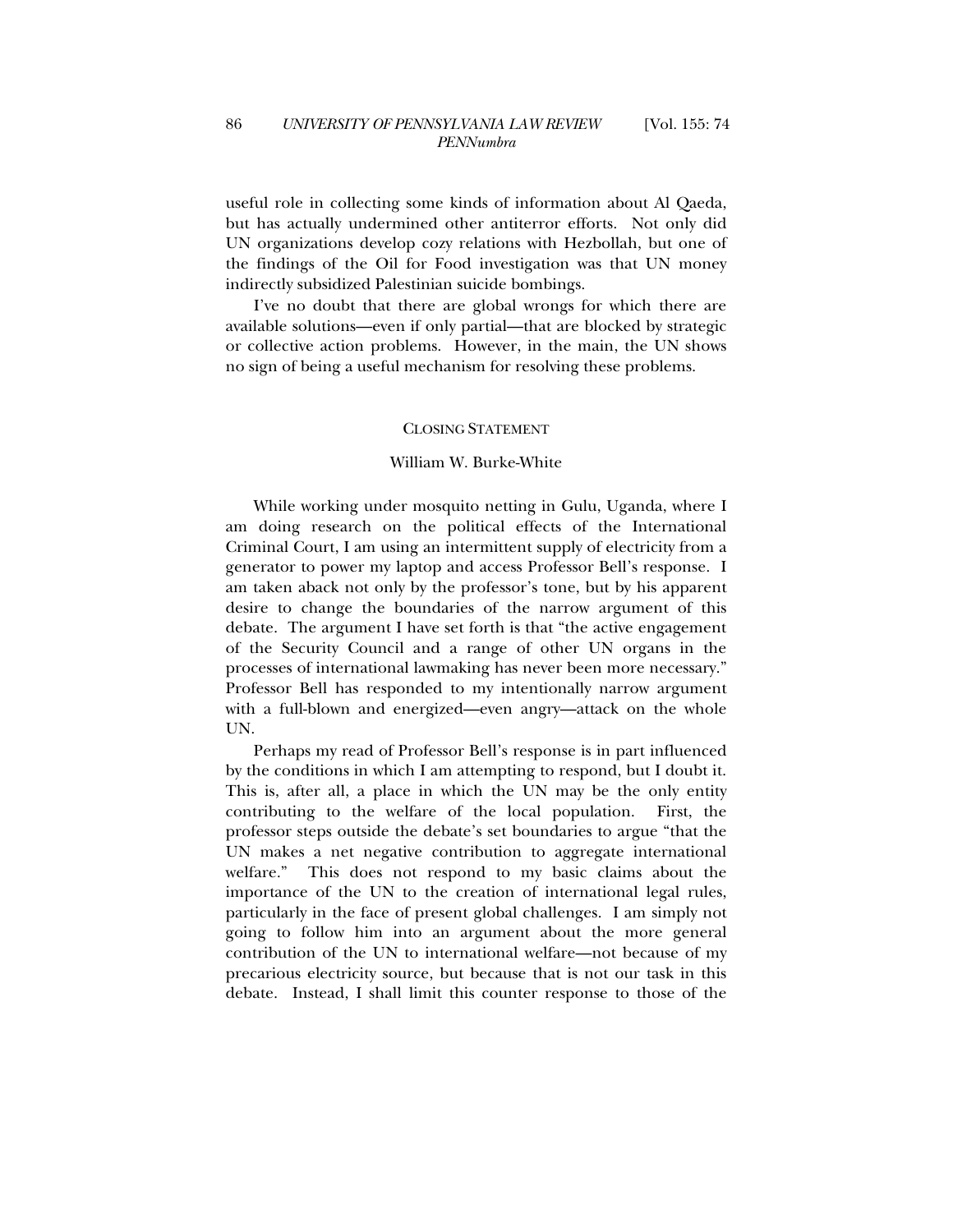useful role in collecting some kinds of information about Al Qaeda, but has actually undermined other antiterror efforts. Not only did UN organizations develop cozy relations with Hezbollah, but one of the findings of the Oil for Food investigation was that UN money indirectly subsidized Palestinian suicide bombings.

I've no doubt that there are global wrongs for which there are available solutions—even if only partial—that are blocked by strategic or collective action problems. However, in the main, the UN shows no sign of being a useful mechanism for resolving these problems.

## CLOSING STATEMENT

### William W. Burke-White

While working under mosquito netting in Gulu, Uganda, where I am doing research on the political effects of the International Criminal Court, I am using an intermittent supply of electricity from a generator to power my laptop and access Professor Bell's response. I am taken aback not only by the professor's tone, but by his apparent desire to change the boundaries of the narrow argument of this debate. The argument I have set forth is that "the active engagement of the Security Council and a range of other UN organs in the processes of international lawmaking has never been more necessary." Professor Bell has responded to my intentionally narrow argument with a full-blown and energized—even angry—attack on the whole UN.

Perhaps my read of Professor Bell's response is in part influenced by the conditions in which I am attempting to respond, but I doubt it. This is, after all, a place in which the UN may be the only entity contributing to the welfare of the local population. First, the professor steps outside the debate's set boundaries to argue "that the UN makes a net negative contribution to aggregate international welfare." This does not respond to my basic claims about the importance of the UN to the creation of international legal rules, particularly in the face of present global challenges. I am simply not going to follow him into an argument about the more general contribution of the UN to international welfare—not because of my precarious electricity source, but because that is not our task in this debate. Instead, I shall limit this counter response to those of the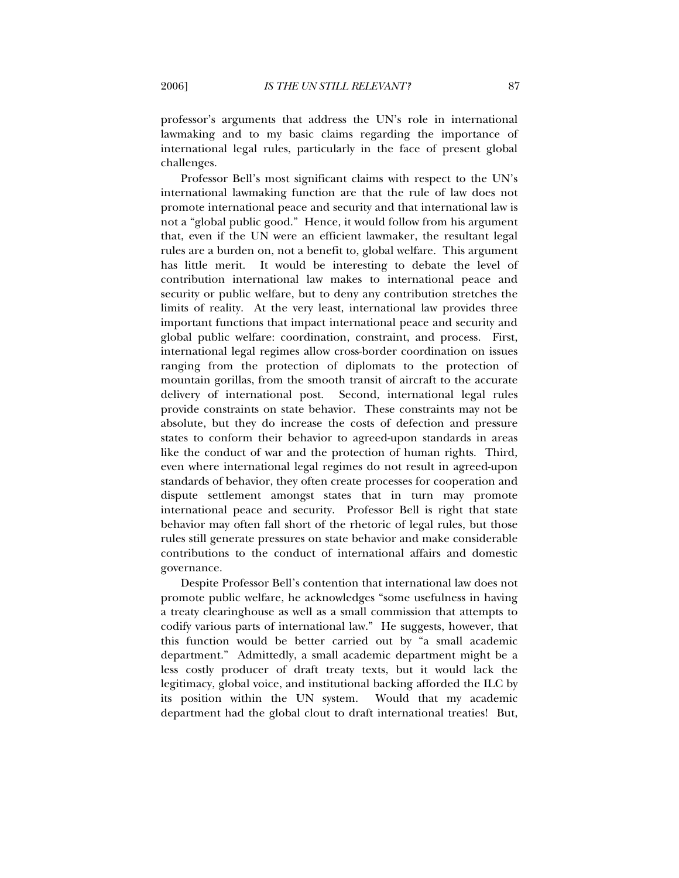professor's arguments that address the UN's role in international lawmaking and to my basic claims regarding the importance of international legal rules, particularly in the face of present global challenges.

Professor Bell's most significant claims with respect to the UN's international lawmaking function are that the rule of law does not promote international peace and security and that international law is not a "global public good." Hence, it would follow from his argument that, even if the UN were an efficient lawmaker, the resultant legal rules are a burden on, not a benefit to, global welfare. This argument has little merit. It would be interesting to debate the level of contribution international law makes to international peace and security or public welfare, but to deny any contribution stretches the limits of reality. At the very least, international law provides three important functions that impact international peace and security and global public welfare: coordination, constraint, and process. First, international legal regimes allow cross-border coordination on issues ranging from the protection of diplomats to the protection of mountain gorillas, from the smooth transit of aircraft to the accurate delivery of international post. Second, international legal rules provide constraints on state behavior. These constraints may not be absolute, but they do increase the costs of defection and pressure states to conform their behavior to agreed-upon standards in areas like the conduct of war and the protection of human rights. Third, even where international legal regimes do not result in agreed-upon standards of behavior, they often create processes for cooperation and dispute settlement amongst states that in turn may promote international peace and security. Professor Bell is right that state behavior may often fall short of the rhetoric of legal rules, but those rules still generate pressures on state behavior and make considerable contributions to the conduct of international affairs and domestic governance.

Despite Professor Bell's contention that international law does not promote public welfare, he acknowledges "some usefulness in having a treaty clearinghouse as well as a small commission that attempts to codify various parts of international law." He suggests, however, that this function would be better carried out by "a small academic department." Admittedly, a small academic department might be a less costly producer of draft treaty texts, but it would lack the legitimacy, global voice, and institutional backing afforded the ILC by its position within the UN system. Would that my academic department had the global clout to draft international treaties! But,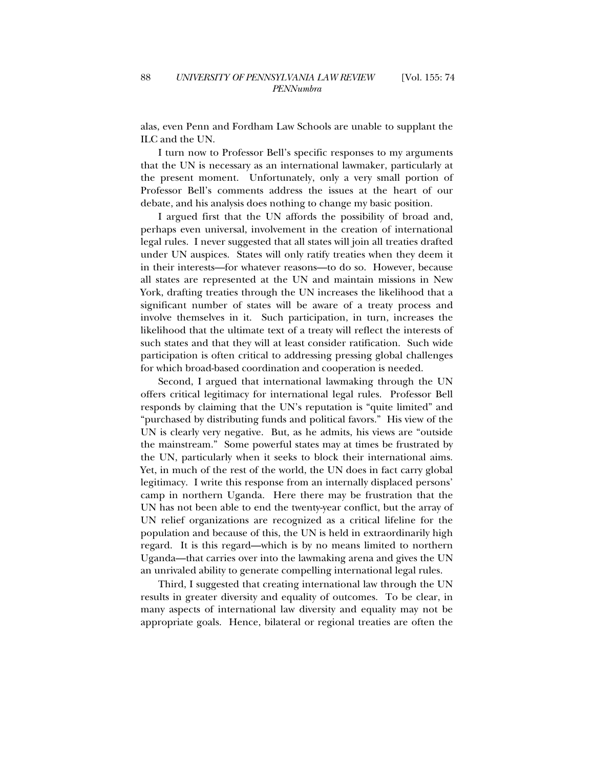alas, even Penn and Fordham Law Schools are unable to supplant the ILC and the UN.

I turn now to Professor Bell's specific responses to my arguments that the UN is necessary as an international lawmaker, particularly at the present moment. Unfortunately, only a very small portion of Professor Bell's comments address the issues at the heart of our debate, and his analysis does nothing to change my basic position.

I argued first that the UN affords the possibility of broad and, perhaps even universal, involvement in the creation of international legal rules. I never suggested that all states will join all treaties drafted under UN auspices. States will only ratify treaties when they deem it in their interests—for whatever reasons—to do so. However, because all states are represented at the UN and maintain missions in New York, drafting treaties through the UN increases the likelihood that a significant number of states will be aware of a treaty process and involve themselves in it. Such participation, in turn, increases the likelihood that the ultimate text of a treaty will reflect the interests of such states and that they will at least consider ratification. Such wide participation is often critical to addressing pressing global challenges for which broad-based coordination and cooperation is needed.

Second, I argued that international lawmaking through the UN offers critical legitimacy for international legal rules. Professor Bell responds by claiming that the UN's reputation is "quite limited" and "purchased by distributing funds and political favors." His view of the UN is clearly very negative. But, as he admits, his views are "outside the mainstream." Some powerful states may at times be frustrated by the UN, particularly when it seeks to block their international aims. Yet, in much of the rest of the world, the UN does in fact carry global legitimacy. I write this response from an internally displaced persons' camp in northern Uganda. Here there may be frustration that the UN has not been able to end the twenty-year conflict, but the array of UN relief organizations are recognized as a critical lifeline for the population and because of this, the UN is held in extraordinarily high regard. It is this regard—which is by no means limited to northern Uganda—that carries over into the lawmaking arena and gives the UN an unrivaled ability to generate compelling international legal rules.

Third, I suggested that creating international law through the UN results in greater diversity and equality of outcomes. To be clear, in many aspects of international law diversity and equality may not be appropriate goals. Hence, bilateral or regional treaties are often the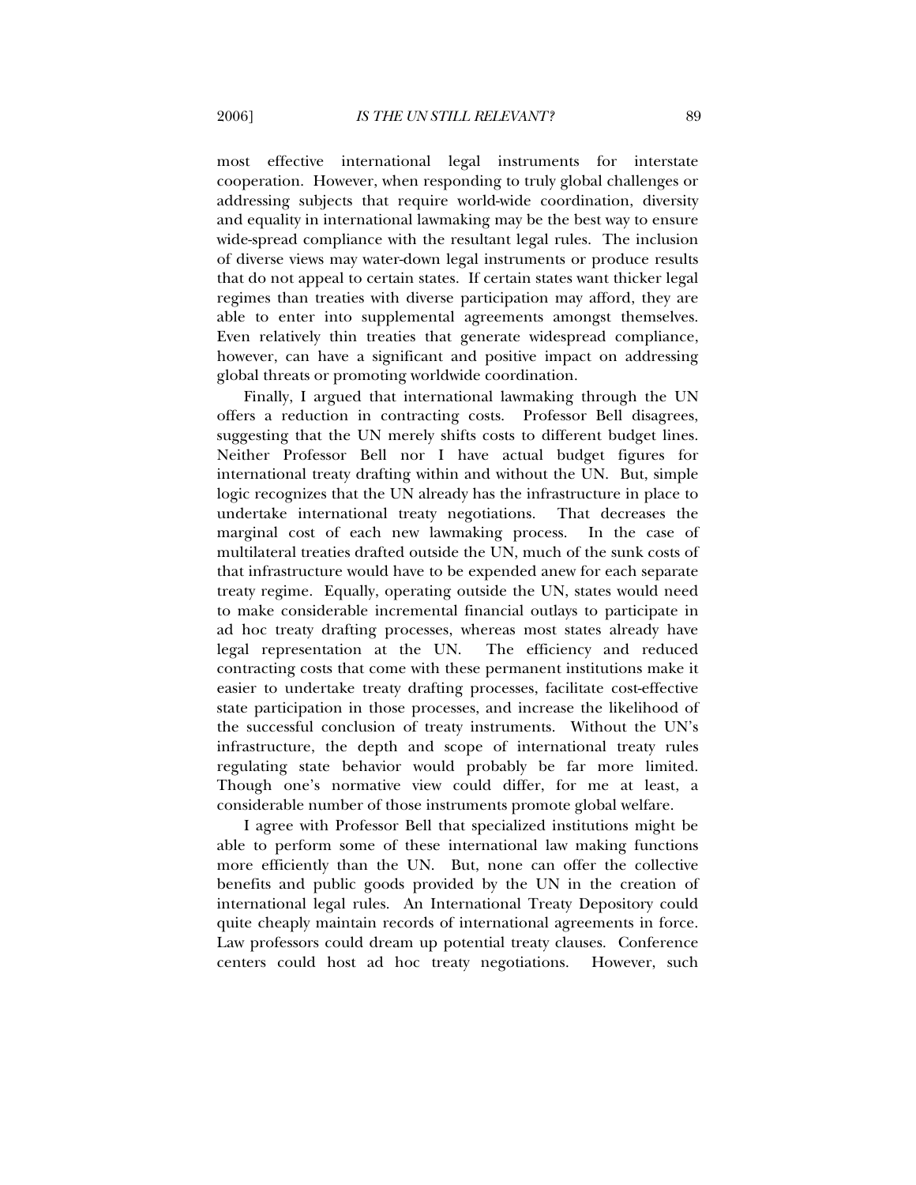most effective international legal instruments for interstate cooperation. However, when responding to truly global challenges or addressing subjects that require world-wide coordination, diversity and equality in international lawmaking may be the best way to ensure wide-spread compliance with the resultant legal rules. The inclusion of diverse views may water-down legal instruments or produce results that do not appeal to certain states. If certain states want thicker legal regimes than treaties with diverse participation may afford, they are able to enter into supplemental agreements amongst themselves. Even relatively thin treaties that generate widespread compliance, however, can have a significant and positive impact on addressing global threats or promoting worldwide coordination.

Finally, I argued that international lawmaking through the UN offers a reduction in contracting costs. Professor Bell disagrees, suggesting that the UN merely shifts costs to different budget lines. Neither Professor Bell nor I have actual budget figures for international treaty drafting within and without the UN. But, simple logic recognizes that the UN already has the infrastructure in place to undertake international treaty negotiations. That decreases the marginal cost of each new lawmaking process. In the case of multilateral treaties drafted outside the UN, much of the sunk costs of that infrastructure would have to be expended anew for each separate treaty regime. Equally, operating outside the UN, states would need to make considerable incremental financial outlays to participate in ad hoc treaty drafting processes, whereas most states already have legal representation at the UN. The efficiency and reduced contracting costs that come with these permanent institutions make it easier to undertake treaty drafting processes, facilitate cost-effective state participation in those processes, and increase the likelihood of the successful conclusion of treaty instruments. Without the UN's infrastructure, the depth and scope of international treaty rules regulating state behavior would probably be far more limited. Though one's normative view could differ, for me at least, a considerable number of those instruments promote global welfare.

I agree with Professor Bell that specialized institutions might be able to perform some of these international law making functions more efficiently than the UN. But, none can offer the collective benefits and public goods provided by the UN in the creation of international legal rules. An International Treaty Depository could quite cheaply maintain records of international agreements in force. Law professors could dream up potential treaty clauses. Conference centers could host ad hoc treaty negotiations. However, such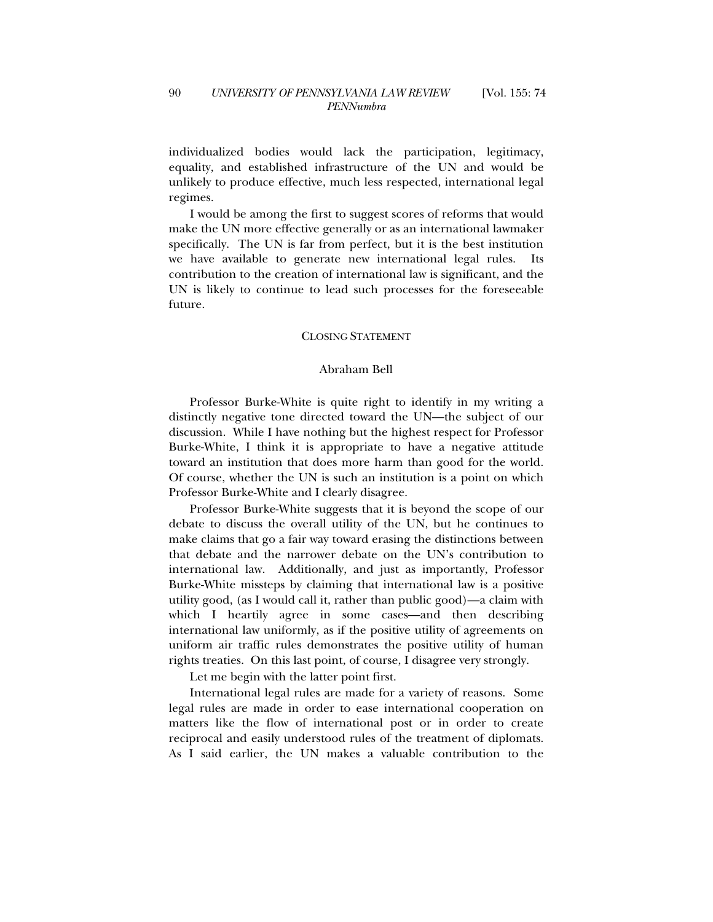individualized bodies would lack the participation, legitimacy, equality, and established infrastructure of the UN and would be unlikely to produce effective, much less respected, international legal regimes.

I would be among the first to suggest scores of reforms that would make the UN more effective generally or as an international lawmaker specifically. The UN is far from perfect, but it is the best institution we have available to generate new international legal rules. Its contribution to the creation of international law is significant, and the UN is likely to continue to lead such processes for the foreseeable future.

## CLOSING STATEMENT

### Abraham Bell

Professor Burke-White is quite right to identify in my writing a distinctly negative tone directed toward the UN—the subject of our discussion. While I have nothing but the highest respect for Professor Burke-White, I think it is appropriate to have a negative attitude toward an institution that does more harm than good for the world. Of course, whether the UN is such an institution is a point on which Professor Burke-White and I clearly disagree.

Professor Burke-White suggests that it is beyond the scope of our debate to discuss the overall utility of the UN, but he continues to make claims that go a fair way toward erasing the distinctions between that debate and the narrower debate on the UN's contribution to international law. Additionally, and just as importantly, Professor Burke-White missteps by claiming that international law is a positive utility good, (as I would call it, rather than public good)—a claim with which I heartily agree in some cases—and then describing international law uniformly, as if the positive utility of agreements on uniform air traffic rules demonstrates the positive utility of human rights treaties. On this last point, of course, I disagree very strongly.

Let me begin with the latter point first.

International legal rules are made for a variety of reasons. Some legal rules are made in order to ease international cooperation on matters like the flow of international post or in order to create reciprocal and easily understood rules of the treatment of diplomats. As I said earlier, the UN makes a valuable contribution to the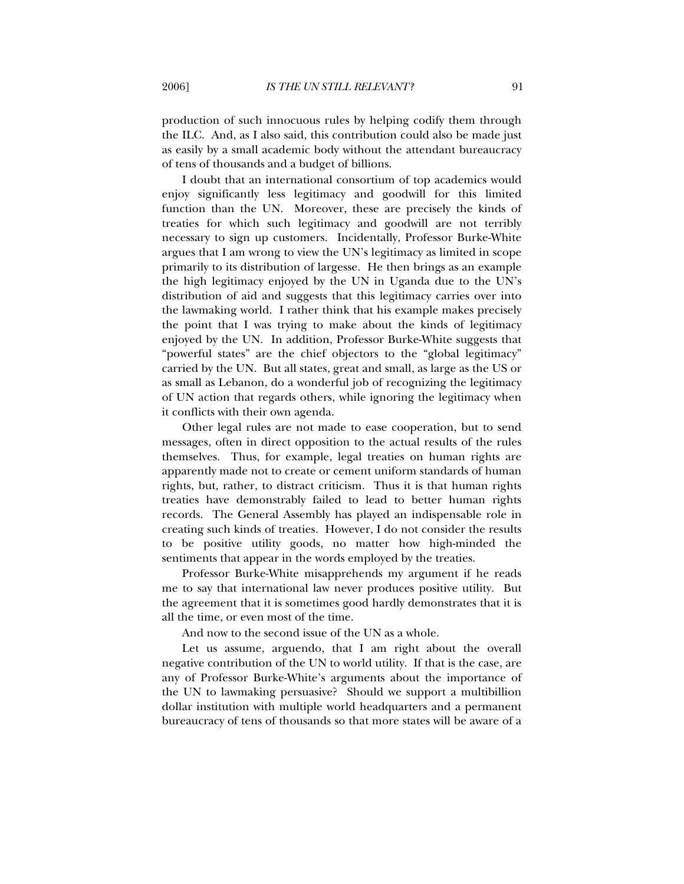production of such innocuous rules by helping codify them through the ILC. And, as I also said, this contribution could also be made just as easily by a small academic body without the attendant bureaucracy of tens of thousands and a budget of billions.

I doubt that an international consortium of top academics would enjoy significantly less legitimacy and goodwill for this limited function than the UN. Moreover, these are precisely the kinds of treaties for which such legitimacy and goodwill are not terribly necessary to sign up customers. Incidentally, Professor Burke-White argues that I am wrong to view the UN's legitimacy as limited in scope primarily to its distribution of largesse. He then brings as an example the high legitimacy enjoyed by the UN in Uganda due to the UN's distribution of aid and suggests that this legitimacy carries over into the lawmaking world. I rather think that his example makes precisely the point that I was trying to make about the kinds of legitimacy enjoyed by the UN. In addition, Professor Burke-White suggests that "powerful states" are the chief objectors to the "global legitimacy" carried by the UN. But all states, great and small, as large as the US or as small as Lebanon, do a wonderful job of recognizing the legitimacy of UN action that regards others, while ignoring the legitimacy when it conflicts with their own agenda.

Other legal rules are not made to ease cooperation, but to send messages, often in direct opposition to the actual results of the rules themselves. Thus, for example, legal treaties on human rights are apparently made not to create or cement uniform standards of human rights, but, rather, to distract criticism. Thus it is that human rights treaties have demonstrably failed to lead to better human rights records. The General Assembly has played an indispensable role in creating such kinds of treaties. However, I do not consider the results to be positive utility goods, no matter how high-minded the sentiments that appear in the words employed by the treaties.

Professor Burke-White misapprehends my argument if he reads me to say that international law never produces positive utility. But the agreement that it is sometimes good hardly demonstrates that it is all the time, or even most of the time.

And now to the second issue of the UN as a whole.

Let us assume, arguendo, that I am right about the overall negative contribution of the UN to world utility. If that is the case, are any of Professor Burke-White's arguments about the importance of the UN to lawmaking persuasive? Should we support a multibillion dollar institution with multiple world headquarters and a permanent bureaucracy of tens of thousands so that more states will be aware of a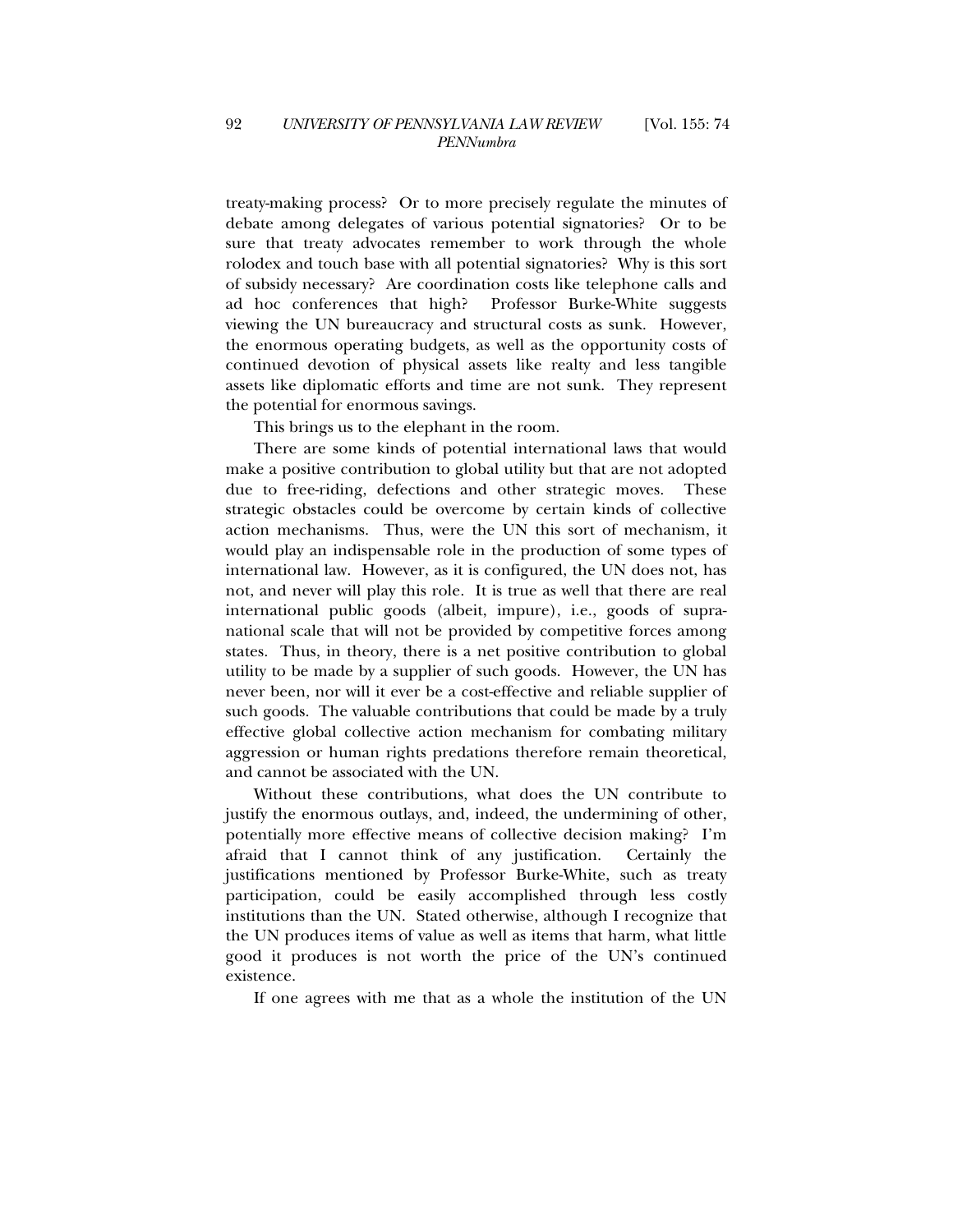treaty-making process? Or to more precisely regulate the minutes of debate among delegates of various potential signatories? Or to be sure that treaty advocates remember to work through the whole rolodex and touch base with all potential signatories? Why is this sort of subsidy necessary? Are coordination costs like telephone calls and ad hoc conferences that high? Professor Burke-White suggests viewing the UN bureaucracy and structural costs as sunk. However, the enormous operating budgets, as well as the opportunity costs of continued devotion of physical assets like realty and less tangible assets like diplomatic efforts and time are not sunk. They represent the potential for enormous savings.

This brings us to the elephant in the room.

There are some kinds of potential international laws that would make a positive contribution to global utility but that are not adopted due to free-riding, defections and other strategic moves. These strategic obstacles could be overcome by certain kinds of collective action mechanisms. Thus, were the UN this sort of mechanism, it would play an indispensable role in the production of some types of international law. However, as it is configured, the UN does not, has not, and never will play this role. It is true as well that there are real international public goods (albeit, impure), i.e., goods of supra-national scale that will not be provided by competitive forces among states. Thus, in theory, there is a net positive contribution to global utility to be made by a supplier of such goods. However, the UN has never been, nor will it ever be a cost-effective and reliable supplier of such goods. The valuable contributions that could be made by a truly effective global collective action mechanism for combating military aggression or human rights predations therefore remain theoretical, and cannot be associated with the UN.

Without these contributions, what does the UN contribute to justify the enormous outlays, and, indeed, the undermining of other, potentially more effective means of collective decision making? I'm afraid that I cannot think of any justification. Certainly the justifications mentioned by Professor Burke-White, such as treaty participation, could be easily accomplished through less costly institutions than the UN. Stated otherwise, although I recognize that the UN produces items of value as well as items that harm, what little good it produces is not worth the price of the UN's continued existence.

If one agrees with me that as a whole the institution of the UN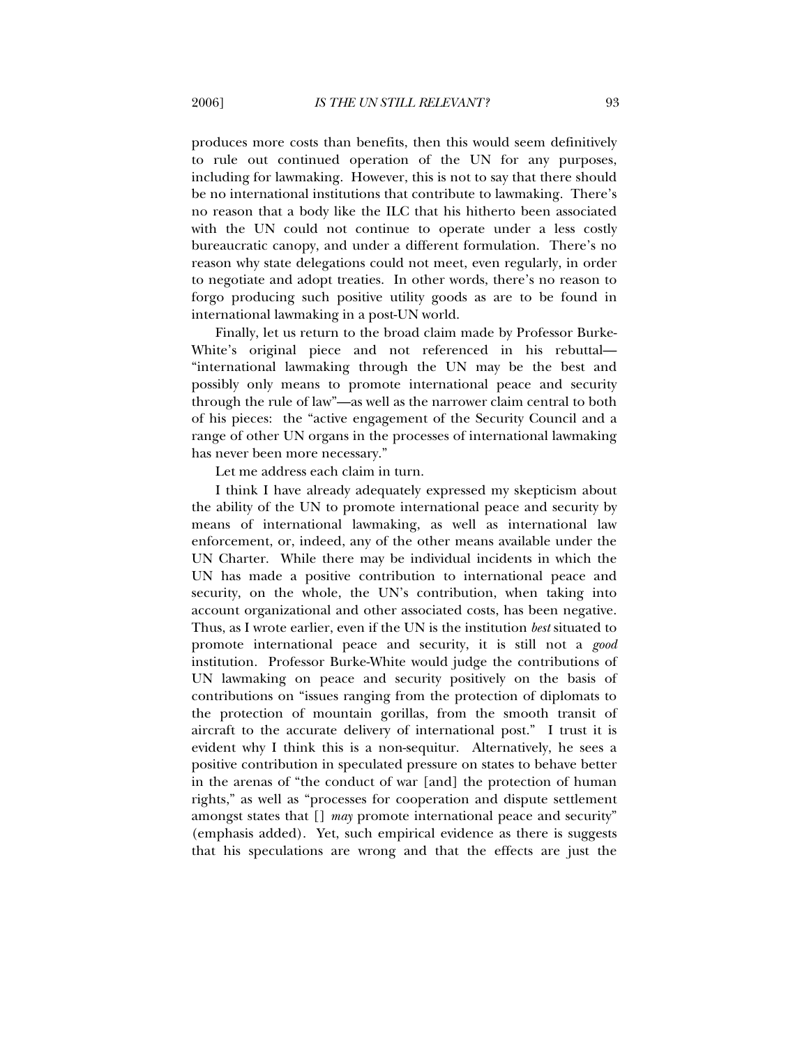produces more costs than benefits, then this would seem definitively to rule out continued operation of the UN for any purposes, including for lawmaking. However, this is not to say that there should be no international institutions that contribute to lawmaking. There's no reason that a body like the ILC that his hitherto been associated with the UN could not continue to operate under a less costly bureaucratic canopy, and under a different formulation. There's no reason why state delegations could not meet, even regularly, in order to negotiate and adopt treaties. In other words, there's no reason to forgo producing such positive utility goods as are to be found in international lawmaking in a post-UN world.

Finally, let us return to the broad claim made by Professor Burke-White's original piece and not referenced in his rebuttal—"international lawmaking through the UN may be the best and possibly only means to promote international peace and security through the rule of law"—as well as the narrower claim central to both of his pieces: the "active engagement of the Security Council and a range of other UN organs in the processes of international lawmaking has never been more necessary."

Let me address each claim in turn.

I think I have already adequately expressed my skepticism about the ability of the UN to promote international peace and security by means of international lawmaking, as well as international law enforcement, or, indeed, any of the other means available under the UN Charter. While there may be individual incidents in which the UN has made a positive contribution to international peace and security, on the whole, the UN's contribution, when taking into account organizational and other associated costs, has been negative. Thus, as I wrote earlier, even if the UN is the institution *best* situated to promote international peace and security, it is still not a *good* institution. Professor Burke-White would judge the contributions of UN lawmaking on peace and security positively on the basis of contributions on "issues ranging from the protection of diplomats to the protection of mountain gorillas, from the smooth transit of aircraft to the accurate delivery of international post." I trust it is evident why I think this is a non-sequitur. Alternatively, he sees a positive contribution in speculated pressure on states to behave better in the arenas of "the conduct of war [and] the protection of human rights," as well as "processes for cooperation and dispute settlement amongst states that [] *may* promote international peace and security" (emphasis added). Yet, such empirical evidence as there is suggests that his speculations are wrong and that the effects are just the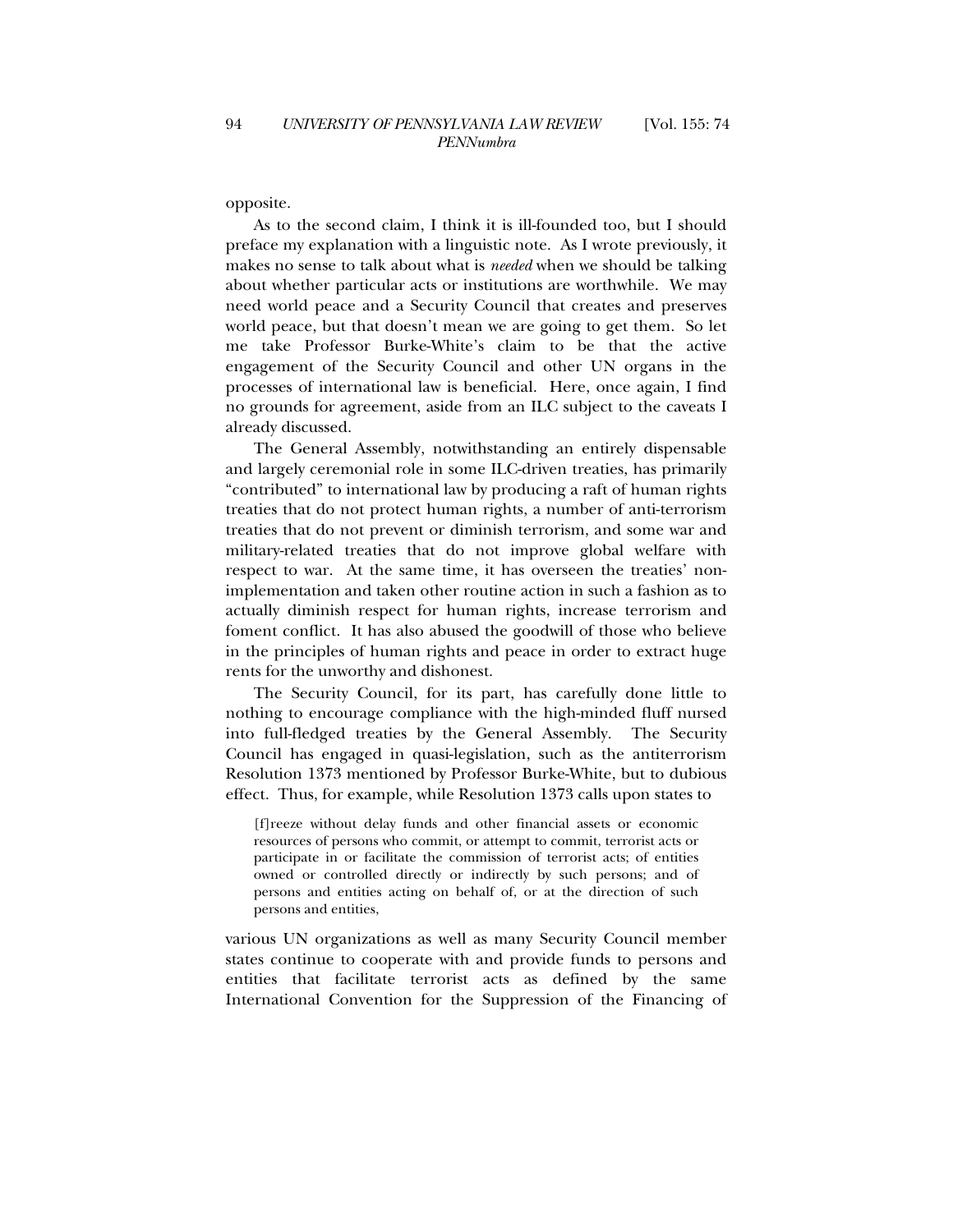opposite.

As to the second claim, I think it is ill-founded too, but I should preface my explanation with a linguistic note. As I wrote previously, it makes no sense to talk about what is *needed* when we should be talking about whether particular acts or institutions are worthwhile. We may need world peace and a Security Council that creates and preserves world peace, but that doesn't mean we are going to get them. So let me take Professor Burke-White's claim to be that the active engagement of the Security Council and other UN organs in the processes of international law is beneficial. Here, once again, I find no grounds for agreement, aside from an ILC subject to the caveats I already discussed.

The General Assembly, notwithstanding an entirely dispensable and largely ceremonial role in some ILC-driven treaties, has primarily "contributed" to international law by producing a raft of human rights treaties that do not protect human rights, a number of anti-terrorism treaties that do not prevent or diminish terrorism, and some war and military-related treaties that do not improve global welfare with respect to war. At the same time, it has overseen the treaties' non-implementation and taken other routine action in such a fashion as to actually diminish respect for human rights, increase terrorism and foment conflict. It has also abused the goodwill of those who believe in the principles of human rights and peace in order to extract huge rents for the unworthy and dishonest.

The Security Council, for its part, has carefully done little to nothing to encourage compliance with the high-minded fluff nursed into full-fledged treaties by the General Assembly. The Security Council has engaged in quasi-legislation, such as the antiterrorism Resolution 1373 mentioned by Professor Burke-White, but to dubious effect. Thus, for example, while Resolution 1373 calls upon states to

> [f]reeze without delay funds and other financial assets or economic resources of persons who commit, or attempt to commit, terrorist acts or participate in or facilitate the commission of terrorist acts; of entities owned or controlled directly or indirectly by such persons; and of persons and entities acting on behalf of, or at the direction of such persons and entities,

various UN organizations as well as many Security Council member states continue to cooperate with and provide funds to persons and entities that facilitate terrorist acts as defined by the same International Convention for the Suppression of the Financing of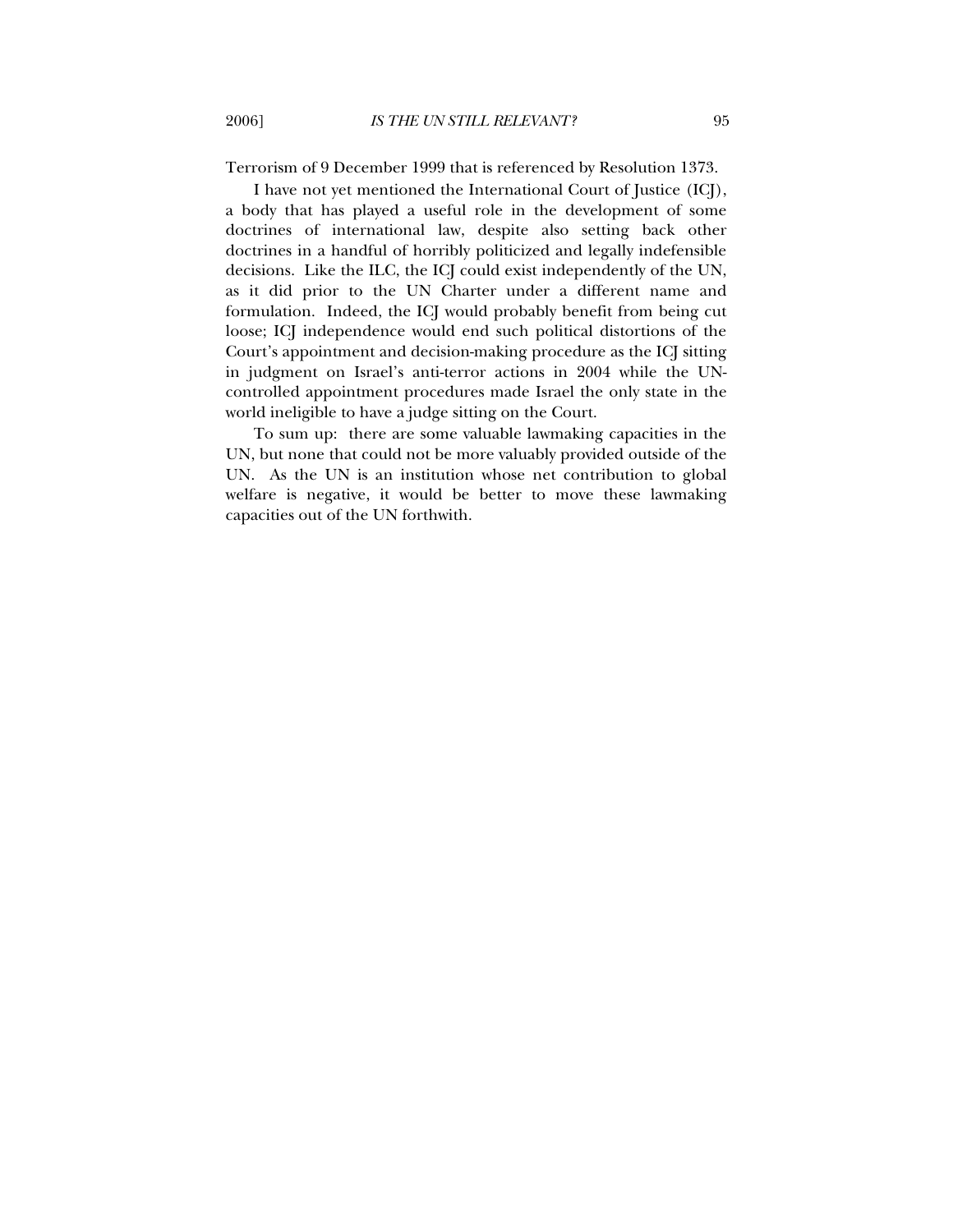Terrorism of 9 December 1999 that is referenced by Resolution 1373.

I have not yet mentioned the International Court of Justice (ICJ), a body that has played a useful role in the development of some doctrines of international law, despite also setting back other doctrines in a handful of horribly politicized and legally indefensible decisions. Like the ILC, the ICJ could exist independently of the UN, as it did prior to the UN Charter under a different name and formulation. Indeed, the ICJ would probably benefit from being cut loose; ICJ independence would end such political distortions of the Court's appointment and decision-making procedure as the ICJ sitting in judgment on Israel's anti-terror actions in 2004 while the UN-controlled appointment procedures made Israel the only state in the world ineligible to have a judge sitting on the Court.

To sum up: there are some valuable lawmaking capacities in the UN, but none that could not be more valuably provided outside of the UN. As the UN is an institution whose net contribution to global welfare is negative, it would be better to move these lawmaking capacities out of the UN forthwith.